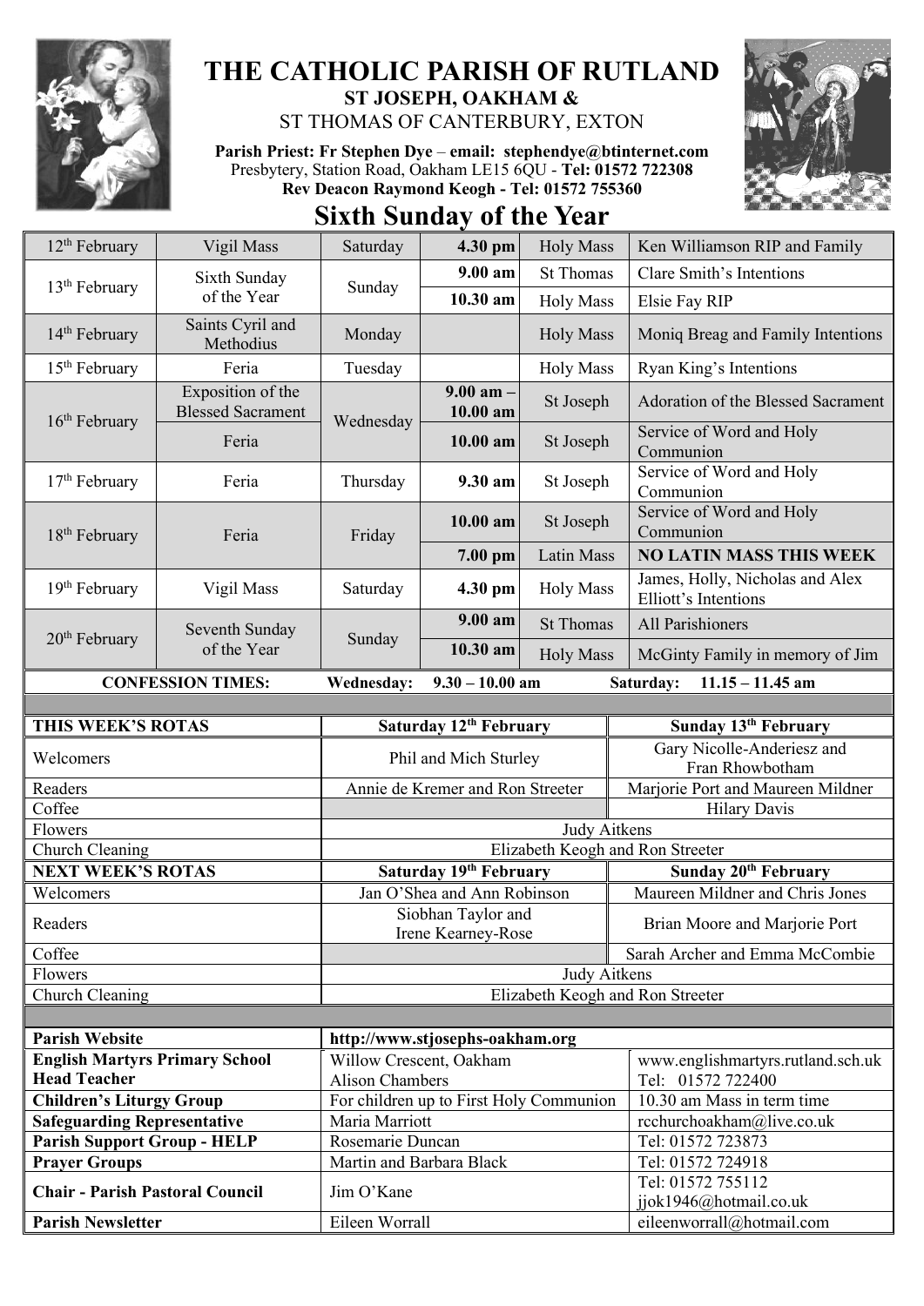# THE CATHOLIC PARISH OF RUTLAND

## ST JOSEPH, OAKHAM &

ST THOMAS OF CANTERBURY, EXTON

**Parish Priest: Fr Stephen Dye** – **email: stephendye@btinternet.com**
Presbytery, Station Road, Oakham LE15 6QU - **Tel: 01572 722308**
**Rev Deacon Raymond Keogh - Tel: 01572 755360**

# Sixth Sunday of the Year

| Date | Day | | Time | Place/Type | Intention |
|---|---|---|---|---|---|
| 12th February | Vigil Mass | Saturday | **4.30 pm** | Holy Mass | Ken Williamson RIP and Family |
| 13th February | Sixth Sunday of the Year | Sunday | **9.00 am** | St Thomas | Clare Smith's Intentions |
| | | | **10.30 am** | Holy Mass | Elsie Fay RIP |
| 14th February | Saints Cyril and Methodius | Monday | | Holy Mass | Moniq Breag and Family Intentions |
| 15th February | Feria | Tuesday | | Holy Mass | Ryan King's Intentions |
| 16th February | Exposition of the Blessed Sacrament | Wednesday | **9.00 am – 10.00 am** | St Joseph | Adoration of the Blessed Sacrament |
| | Feria | | **10.00 am** | St Joseph | Service of Word and Holy Communion |
| 17th February | Feria | Thursday | **9.30 am** | St Joseph | Service of Word and Holy Communion |
| 18th February | Feria | Friday | **10.00 am** | St Joseph | Service of Word and Holy Communion |
| | | | **7.00 pm** | Latin Mass | **NO LATIN MASS THIS WEEK** |
| 19th February | Vigil Mass | Saturday | **4.30 pm** | Holy Mass | James, Holly, Nicholas and Alex Elliott's Intentions |
| 20th February | Seventh Sunday of the Year | Sunday | **9.00 am** | St Thomas | All Parishioners |
| | | | **10.30 am** | Holy Mass | McGinty Family in memory of Jim |

**CONFESSION TIMES:** **Wednesday:** **9.30 – 10.00 am** **Saturday:** **11.15 – 11.45 am**

| **THIS WEEK'S ROTAS** | **Saturday 12th February** | **Sunday 13th February** |
|---|---|---|
| Welcomers | Phil and Mich Sturley | Gary Nicolle-Anderiesz and Fran Rhowbotham |
| Readers | Annie de Kremer and Ron Streeter | Marjorie Port and Maureen Mildner |
| Coffee | | Hilary Davis |
| Flowers | Judy Aitkens | |
| Church Cleaning | Elizabeth Keogh and Ron Streeter | |
| **NEXT WEEK'S ROTAS** | **Saturday 19th February** | **Sunday 20th February** |
| Welcomers | Jan O'Shea and Ann Robinson | Maureen Mildner and Chris Jones |
| Readers | Siobhan Taylor and Irene Kearney-Rose | Brian Moore and Marjorie Port |
| Coffee | | Sarah Archer and Emma McCombie |
| Flowers | Judy Aitkens | |
| Church Cleaning | Elizabeth Keogh and Ron Streeter | |

| | | |
|---|---|---|
| **Parish Website** | http://www.stjosephs-oakham.org | |
| **English Martyrs Primary School Head Teacher** | Willow Crescent, Oakham Alison Chambers | www.englishmartyrs.rutland.sch.uk Tel: 01572 722400 |
| **Children's Liturgy Group** | For children up to First Holy Communion | 10.30 am Mass in term time |
| **Safeguarding Representative** | Maria Marriott | rcchurchoakham@live.co.uk |
| **Parish Support Group - HELP** | Rosemarie Duncan | Tel: 01572 723873 |
| **Prayer Groups** | Martin and Barbara Black | Tel: 01572 724918 |
| **Chair - Parish Pastoral Council** | Jim O'Kane | Tel: 01572 755112 jjok1946@hotmail.co.uk |
| **Parish Newsletter** | Eileen Worrall | eileenworrall@hotmail.com |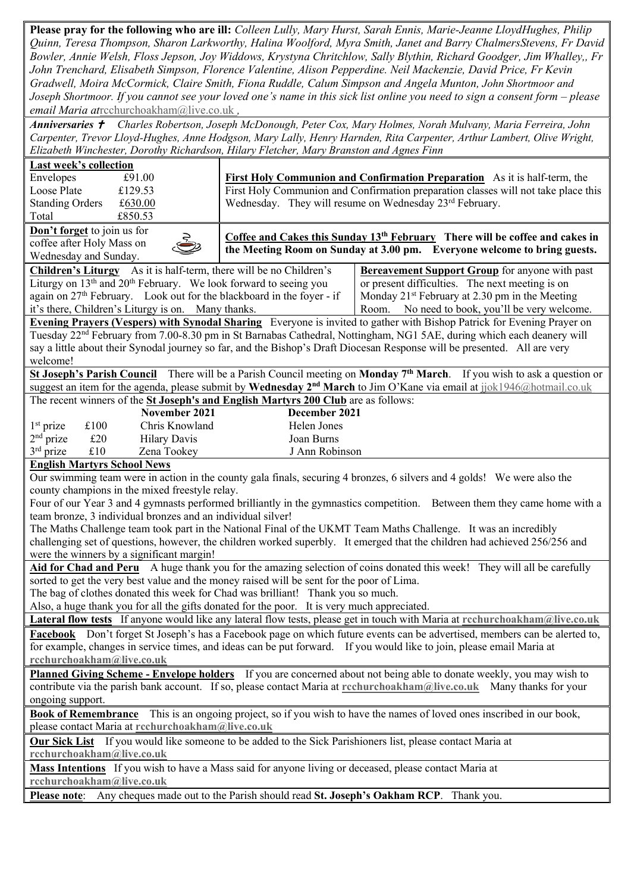**Please pray for the following who are ill:** *Colleen Lully, Mary Hurst, Sarah Ennis, Marie-Jeanne LloydHughes, Philip Quinn, Teresa Thompson, Sharon Larkworthy, Halina Woolford, Myra Smith, Janet and Barry ChalmersStevens, Fr David Bowler, Annie Welsh, Floss Jepson, Joy Widdows, Krystyna Chritchlow, Sally Blythin, Richard Goodger, Jim Whalley,, Fr John Trenchard, Elisabeth Simpson, Florence Valentine, Alison Pepperdine. Neil Mackenzie, David Price, Fr Kevin Gradwell, Moira McCormick, Claire Smith, Fiona Ruddle, Calum Simpson and Angela Munton, John Shortmoor and Joseph Shortmoor. If you cannot see your loved one's name in this sick list online you need to sign a consent form – please email Maria at*rcchurchoakham@live.co.uk *,*

***Anniversaries*** ✝ *Charles Robertson, Joseph McDonough, Peter Cox, Mary Holmes, Norah Mulvany, Maria Ferreira, John Carpenter, Trevor Lloyd-Hughes, Anne Hodgson, Mary Lally, Henry Harnden, Rita Carpenter, Arthur Lambert, Olive Wright, Elizabeth Winchester, Dorothy Richardson, Hilary Fletcher, Mary Branston and Agnes Finn*

**Last week's collection**

| | |
|---|---|
| Envelopes | £91.00 |
| Loose Plate | £129.53 |
| Standing Orders | £630.00 |
| Total | £850.53 |

**First Holy Communion and Confirmation Preparation** As it is half-term, the First Holy Communion and Confirmation preparation classes will not take place this Wednesday. They will resume on Wednesday 23rd February.

**Don't forget** to join us for coffee after Holy Mass on Wednesday and Sunday.

**Coffee and Cakes this Sunday 13th February There will be coffee and cakes in the Meeting Room on Sunday at 3.00 pm. Everyone welcome to bring guests.**

**Children's Liturgy** As it is half-term, there will be no Children's Liturgy on 13th and 20th February. We look forward to seeing you again on 27th February. Look out for the blackboard in the foyer - if it's there, Children's Liturgy is on. Many thanks.

**Bereavement Support Group** for anyone with past or present difficulties. The next meeting is on Monday 21st February at 2.30 pm in the Meeting Room. No need to book, you'll be very welcome.

**Evening Prayers (Vespers) with Synodal Sharing** Everyone is invited to gather with Bishop Patrick for Evening Prayer on Tuesday 22nd February from 7.00-8.30 pm in St Barnabas Cathedral, Nottingham, NG1 5AE, during which each deanery will say a little about their Synodal journey so far, and the Bishop's Draft Diocesan Response will be presented. All are very welcome!

**St Joseph's Parish Council** There will be a Parish Council meeting on **Monday 7th March**. If you wish to ask a question or suggest an item for the agenda, please submit by **Wednesday 2nd March** to Jim O'Kane via email at jjok1946@hotmail.co.uk

The recent winners of the **St Joseph's and English Martyrs 200 Club** are as follows:

| | | November 2021 | December 2021 |
|---|---|---|---|
| 1st prize | £100 | Chris Knowland | Helen Jones |
| 2nd prize | £20 | Hilary Davis | Joan Burns |
| 3rd prize | £10 | Zena Tookey | J Ann Robinson |

**English Martyrs School News**

Our swimming team were in action in the county gala finals, securing 4 bronzes, 6 silvers and 4 golds! We were also the county champions in the mixed freestyle relay.

Four of our Year 3 and 4 gymnasts performed brilliantly in the gymnastics competition. Between them they came home with a team bronze, 3 individual bronzes and an individual silver!

The Maths Challenge team took part in the National Final of the UKMT Team Maths Challenge. It was an incredibly challenging set of questions, however, the children worked superbly. It emerged that the children had achieved 256/256 and were the winners by a significant margin!

**Aid for Chad and Peru** A huge thank you for the amazing selection of coins donated this week! They will all be carefully sorted to get the very best value and the money raised will be sent for the poor of Lima.

The bag of clothes donated this week for Chad was brilliant! Thank you so much.

Also, a huge thank you for all the gifts donated for the poor. It is very much appreciated.

**Lateral flow tests** If anyone would like any lateral flow tests, please get in touch with Maria at **rcchurchoakham@live.co.uk**

**Facebook** Don't forget St Joseph's has a Facebook page on which future events can be advertised, members can be alerted to, for example, changes in service times, and ideas can be put forward. If you would like to join, please email Maria at **rcchurchoakham@live.co.uk**

**Planned Giving Scheme - Envelope holders** If you are concerned about not being able to donate weekly, you may wish to contribute via the parish bank account. If so, please contact Maria at **rcchurchoakham@live.co.uk** Many thanks for your ongoing support.

**Book of Remembrance** This is an ongoing project, so if you wish to have the names of loved ones inscribed in our book, please contact Maria at **rcchurchoakham@live.co.uk**

**Our Sick List** If you would like someone to be added to the Sick Parishioners list, please contact Maria at **rcchurchoakham@live.co.uk**

**Mass Intentions** If you wish to have a Mass said for anyone living or deceased, please contact Maria at **rcchurchoakham@live.co.uk**

**Please note**: Any cheques made out to the Parish should read **St. Joseph's Oakham RCP**. Thank you.